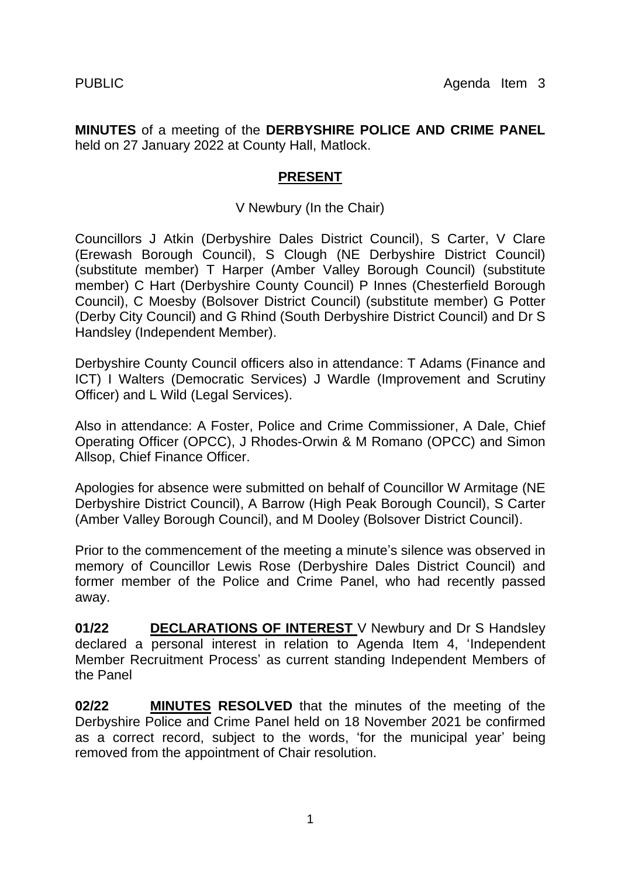PUBLIC Agenda Item 3

**MINUTES** of a meeting of the **DERBYSHIRE POLICE AND CRIME PANEL** held on 27 January 2022 at County Hall, Matlock.

## PRESENT

V Newbury (In the Chair)

Councillors J Atkin (Derbyshire Dales District Council), S Carter, V Clare (Erewash Borough Council), S Clough (NE Derbyshire District Council) (substitute member) T Harper (Amber Valley Borough Council) (substitute member) C Hart (Derbyshire County Council) P Innes (Chesterfield Borough Council), C Moesby (Bolsover District Council) (substitute member) G Potter (Derby City Council) and G Rhind (South Derbyshire District Council) and Dr S Handsley (Independent Member).

Derbyshire County Council officers also in attendance: T Adams (Finance and ICT) I Walters (Democratic Services) J Wardle (Improvement and Scrutiny Officer) and L Wild (Legal Services).

Also in attendance: A Foster, Police and Crime Commissioner, A Dale, Chief Operating Officer (OPCC), J Rhodes-Orwin & M Romano (OPCC) and Simon Allsop, Chief Finance Officer.

Apologies for absence were submitted on behalf of Councillor W Armitage (NE Derbyshire District Council), A Barrow (High Peak Borough Council), S Carter (Amber Valley Borough Council), and M Dooley (Bolsover District Council).

Prior to the commencement of the meeting a minute's silence was observed in memory of Councillor Lewis Rose (Derbyshire Dales District Council) and former member of the Police and Crime Panel, who had recently passed away.

**01/22 DECLARATIONS OF INTEREST** V Newbury and Dr S Handsley declared a personal interest in relation to Agenda Item 4, 'Independent Member Recruitment Process' as current standing Independent Members of the Panel

**02/22 MINUTES RESOLVED** that the minutes of the meeting of the Derbyshire Police and Crime Panel held on 18 November 2021 be confirmed as a correct record, subject to the words, 'for the municipal year' being removed from the appointment of Chair resolution.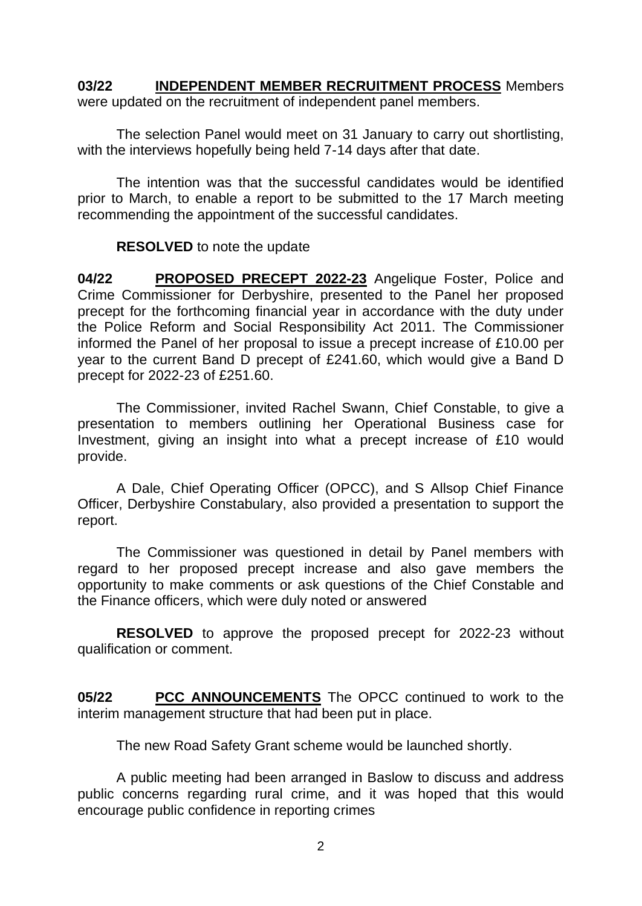**03/22 INDEPENDENT MEMBER RECRUITMENT PROCESS** Members were updated on the recruitment of independent panel members.

The selection Panel would meet on 31 January to carry out shortlisting, with the interviews hopefully being held 7-14 days after that date.

The intention was that the successful candidates would be identified prior to March, to enable a report to be submitted to the 17 March meeting recommending the appointment of the successful candidates.

**RESOLVED** to note the update

**04/22 PROPOSED PRECEPT 2022-23** Angelique Foster, Police and Crime Commissioner for Derbyshire, presented to the Panel her proposed precept for the forthcoming financial year in accordance with the duty under the Police Reform and Social Responsibility Act 2011. The Commissioner informed the Panel of her proposal to issue a precept increase of £10.00 per year to the current Band D precept of £241.60, which would give a Band D precept for 2022-23 of £251.60.

The Commissioner, invited Rachel Swann, Chief Constable, to give a presentation to members outlining her Operational Business case for Investment, giving an insight into what a precept increase of £10 would provide.

A Dale, Chief Operating Officer (OPCC), and S Allsop Chief Finance Officer, Derbyshire Constabulary, also provided a presentation to support the report.

The Commissioner was questioned in detail by Panel members with regard to her proposed precept increase and also gave members the opportunity to make comments or ask questions of the Chief Constable and the Finance officers, which were duly noted or answered

**RESOLVED** to approve the proposed precept for 2022-23 without qualification or comment.

**05/22 PCC ANNOUNCEMENTS** The OPCC continued to work to the interim management structure that had been put in place.

The new Road Safety Grant scheme would be launched shortly.

A public meeting had been arranged in Baslow to discuss and address public concerns regarding rural crime, and it was hoped that this would encourage public confidence in reporting crimes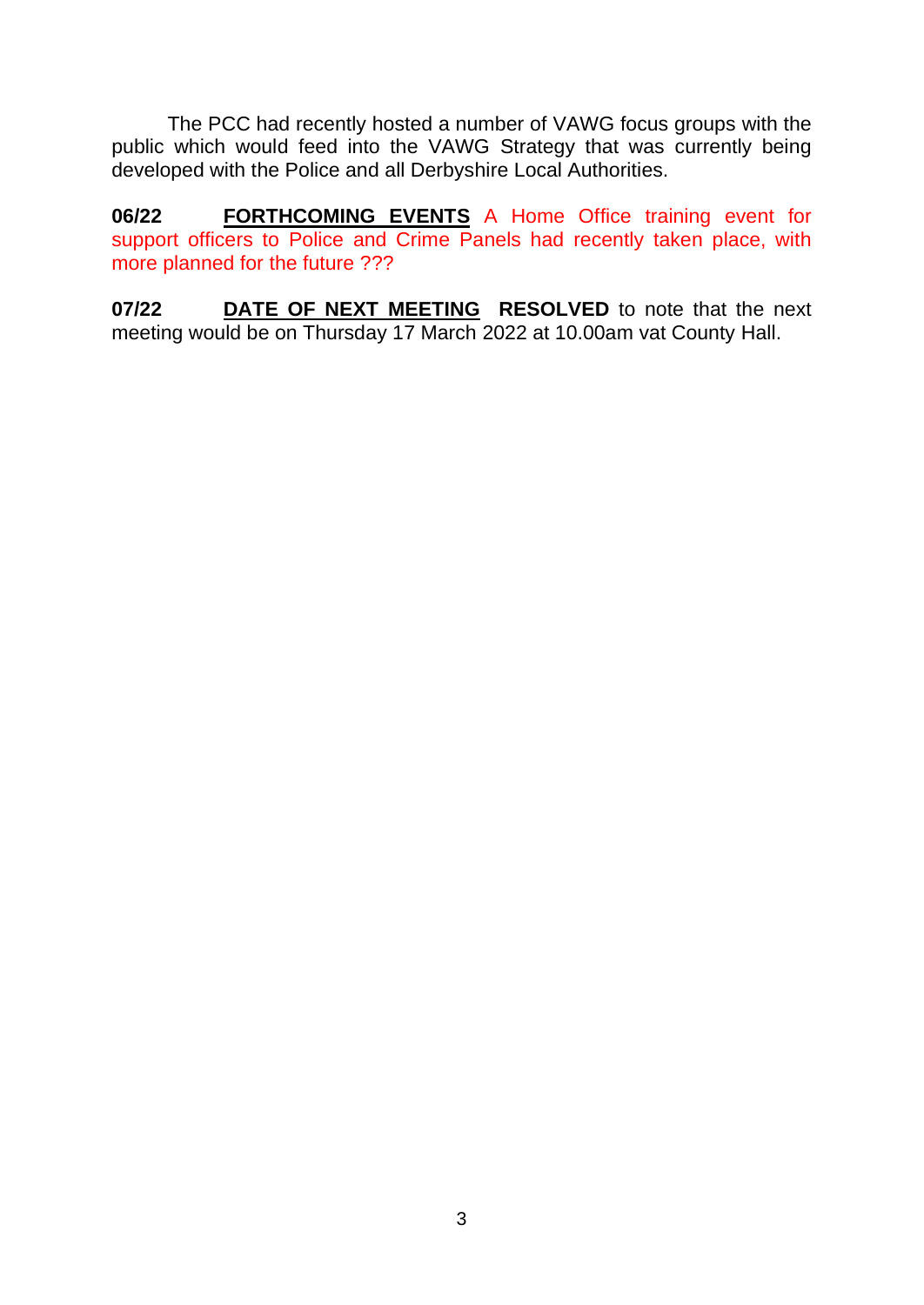The PCC had recently hosted a number of VAWG focus groups with the public which would feed into the VAWG Strategy that was currently being developed with the Police and all Derbyshire Local Authorities.

**06/22** **FORTHCOMING EVENTS** A Home Office training event for support officers to Police and Crime Panels had recently taken place, with more planned for the future ???

**07/22** **DATE OF NEXT MEETING** **RESOLVED** to note that the next meeting would be on Thursday 17 March 2022 at 10.00am vat County Hall.